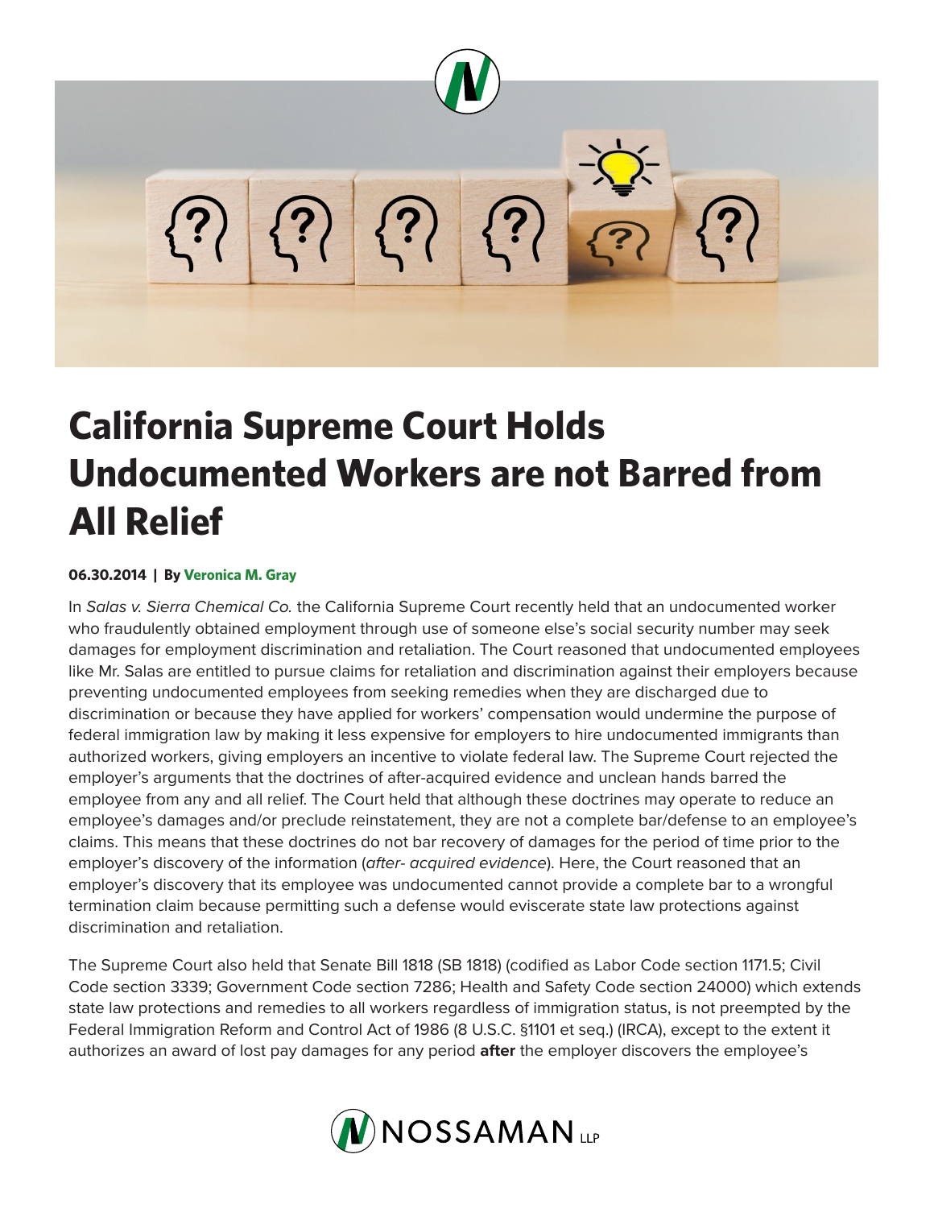# California Supreme Court Holds Undocumented Workers are not Barred from All Relief

**06.30.2014 | By Veronica M. Gray**

In *Salas v. Sierra Chemical Co.* the California Supreme Court recently held that an undocumented worker who fraudulently obtained employment through use of someone else's social security number may seek damages for employment discrimination and retaliation. The Court reasoned that undocumented employees like Mr. Salas are entitled to pursue claims for retaliation and discrimination against their employers because preventing undocumented employees from seeking remedies when they are discharged due to discrimination or because they have applied for workers' compensation would undermine the purpose of federal immigration law by making it less expensive for employers to hire undocumented immigrants than authorized workers, giving employers an incentive to violate federal law. The Supreme Court rejected the employer's arguments that the doctrines of after-acquired evidence and unclean hands barred the employee from any and all relief. The Court held that although these doctrines may operate to reduce an employee's damages and/or preclude reinstatement, they are not a complete bar/defense to an employee's claims. This means that these doctrines do not bar recovery of damages for the period of time prior to the employer's discovery of the information (*after- acquired evidence*). Here, the Court reasoned that an employer's discovery that its employee was undocumented cannot provide a complete bar to a wrongful termination claim because permitting such a defense would eviscerate state law protections against discrimination and retaliation.

The Supreme Court also held that Senate Bill 1818 (SB 1818) (codified as Labor Code section 1171.5; Civil Code section 3339; Government Code section 7286; Health and Safety Code section 24000) which extends state law protections and remedies to all workers regardless of immigration status, is not preempted by the Federal Immigration Reform and Control Act of 1986 (8 U.S.C. §1101 et seq.) (IRCA), except to the extent it authorizes an award of lost pay damages for any period **after** the employer discovers the employee's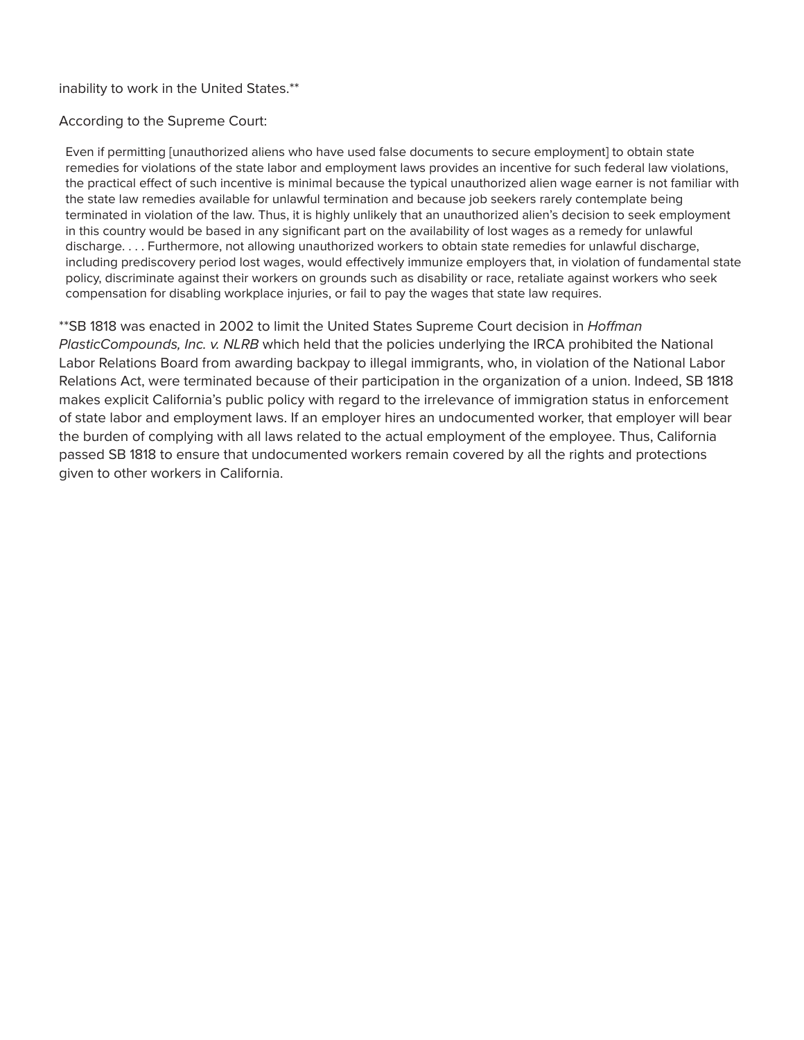inability to work in the United States.**

According to the Supreme Court:

> Even if permitting [unauthorized aliens who have used false documents to secure employment] to obtain state remedies for violations of the state labor and employment laws provides an incentive for such federal law violations, the practical effect of such incentive is minimal because the typical unauthorized alien wage earner is not familiar with the state law remedies available for unlawful termination and because job seekers rarely contemplate being terminated in violation of the law. Thus, it is highly unlikely that an unauthorized alien's decision to seek employment in this country would be based in any significant part on the availability of lost wages as a remedy for unlawful discharge. . . . Furthermore, not allowing unauthorized workers to obtain state remedies for unlawful discharge, including prediscovery period lost wages, would effectively immunize employers that, in violation of fundamental state policy, discriminate against their workers on grounds such as disability or race, retaliate against workers who seek compensation for disabling workplace injuries, or fail to pay the wages that state law requires.

**SB 1818 was enacted in 2002 to limit the United States Supreme Court decision in *Hoffman PlasticCompounds, Inc. v. NLRB* which held that the policies underlying the IRCA prohibited the National Labor Relations Board from awarding backpay to illegal immigrants, who, in violation of the National Labor Relations Act, were terminated because of their participation in the organization of a union. Indeed, SB 1818 makes explicit California's public policy with regard to the irrelevance of immigration status in enforcement of state labor and employment laws. If an employer hires an undocumented worker, that employer will bear the burden of complying with all laws related to the actual employment of the employee. Thus, California passed SB 1818 to ensure that undocumented workers remain covered by all the rights and protections given to other workers in California.